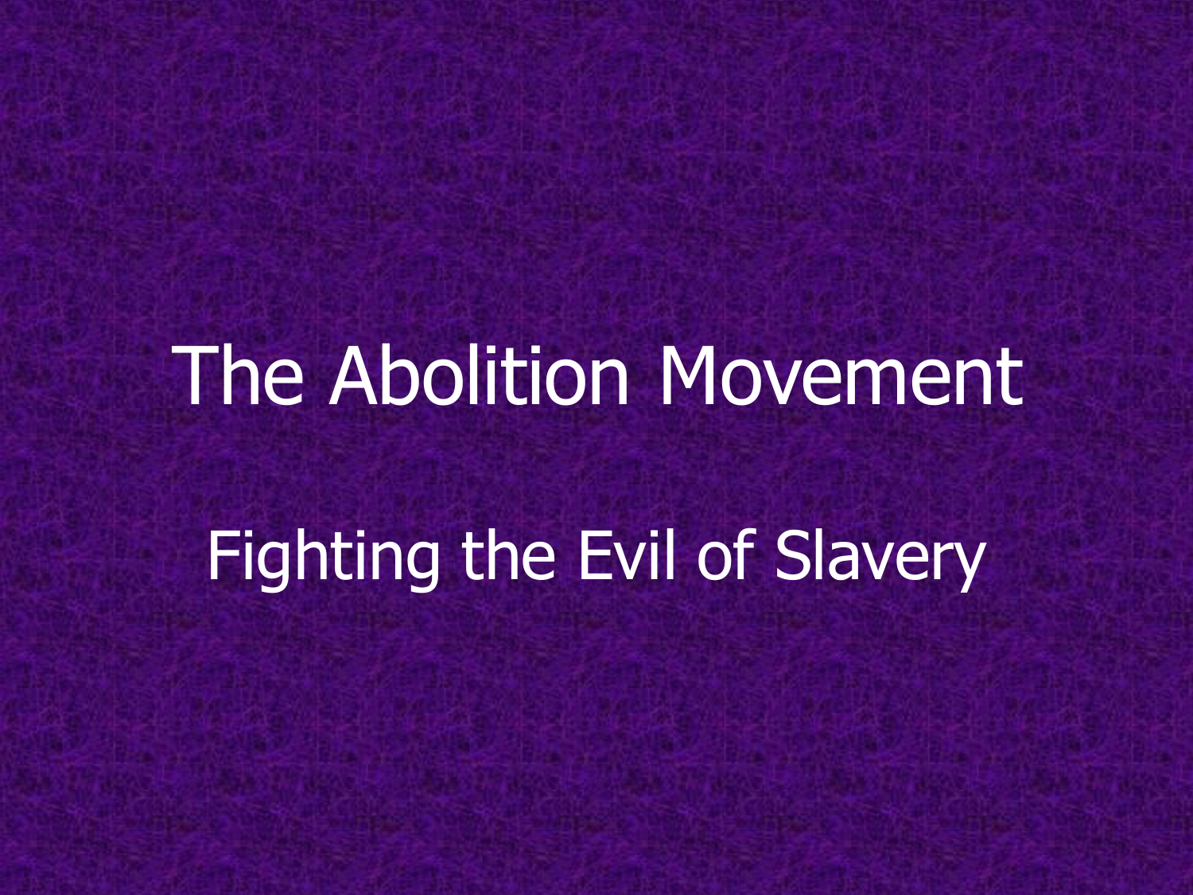# The Abolition Movement

## Fighting the Evil of Slavery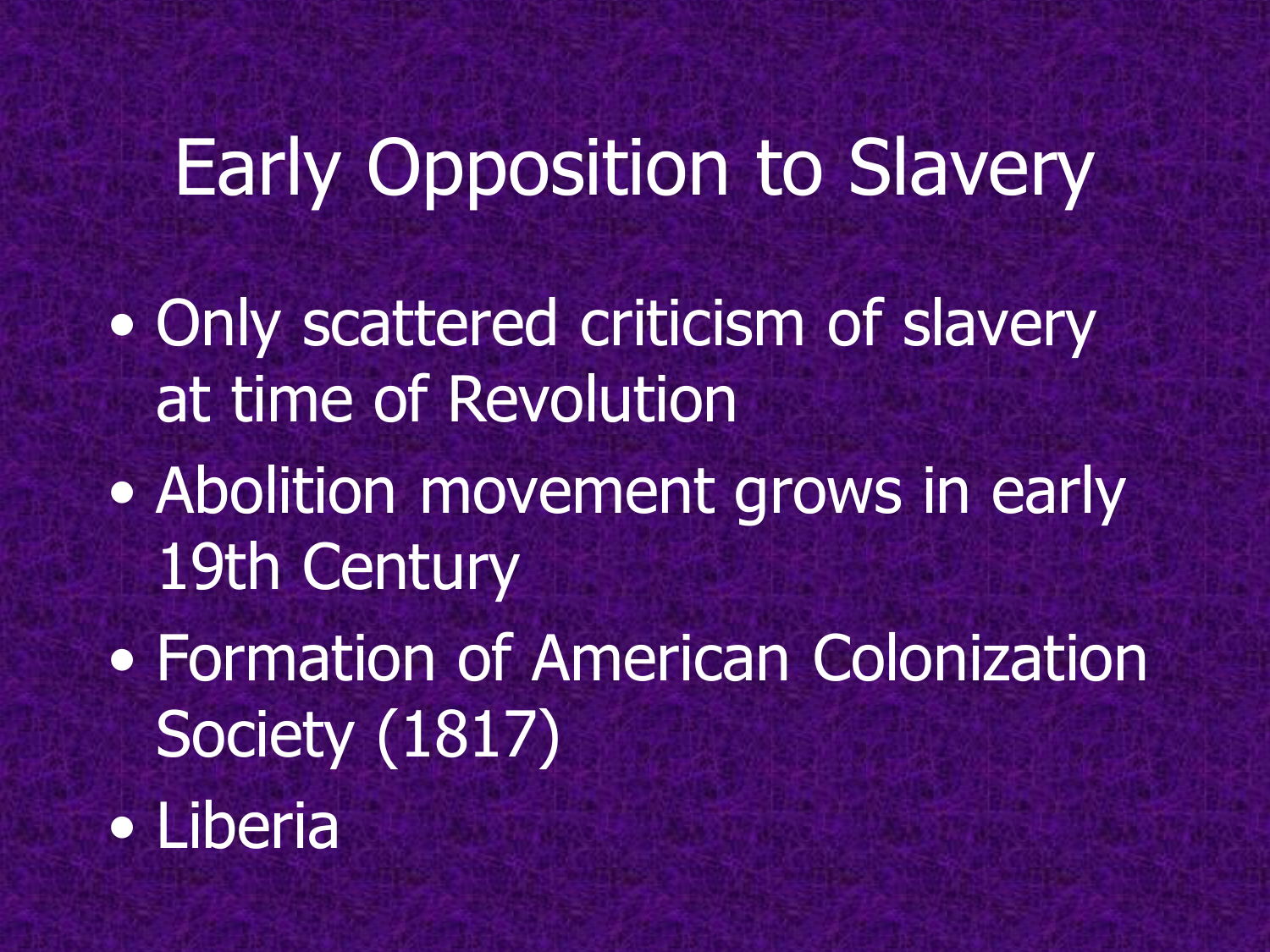# Early Opposition to Slavery

- Only scattered criticism of slavery at time of Revolution
- Abolition movement grows in early 19th Century
- Formation of American Colonization Society (1817)
- Liberia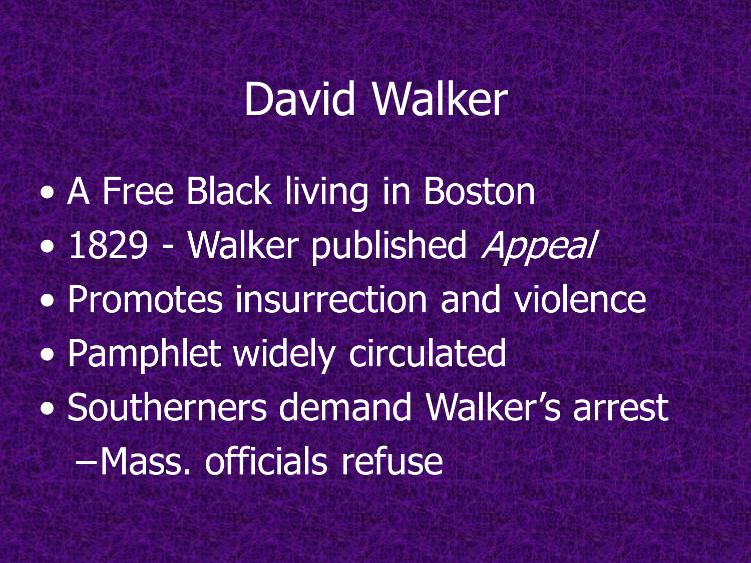# David Walker

- A Free Black living in Boston
- 1829 - Walker published *Appeal*
- Promotes insurrection and violence
- Pamphlet widely circulated
- Southerners demand Walker's arrest
  - Mass. officials refuse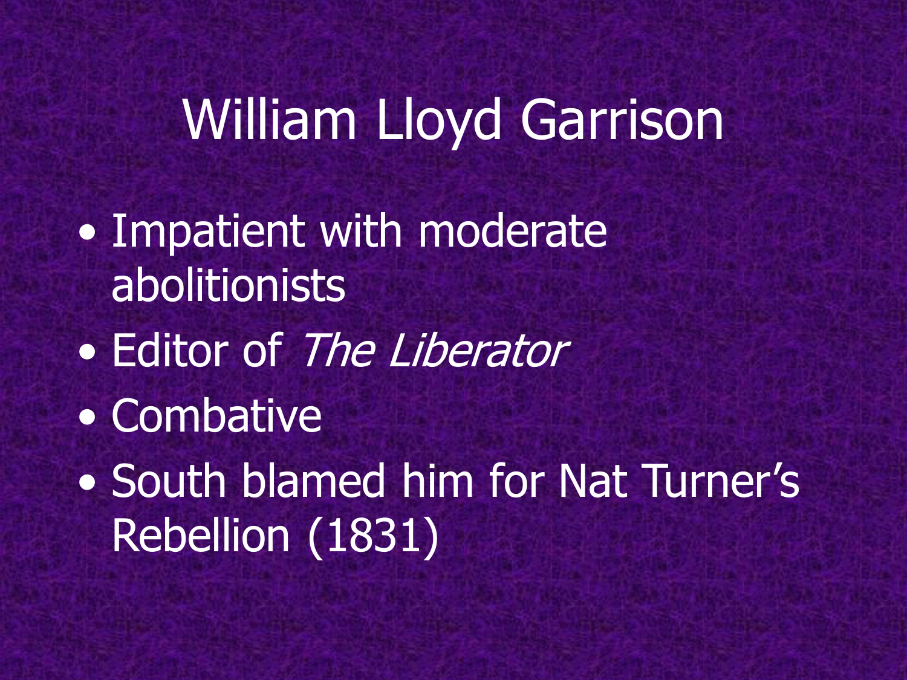# William Lloyd Garrison

- Impatient with moderate abolitionists
- Editor of *The Liberator*
- Combative
- South blamed him for Nat Turner's Rebellion (1831)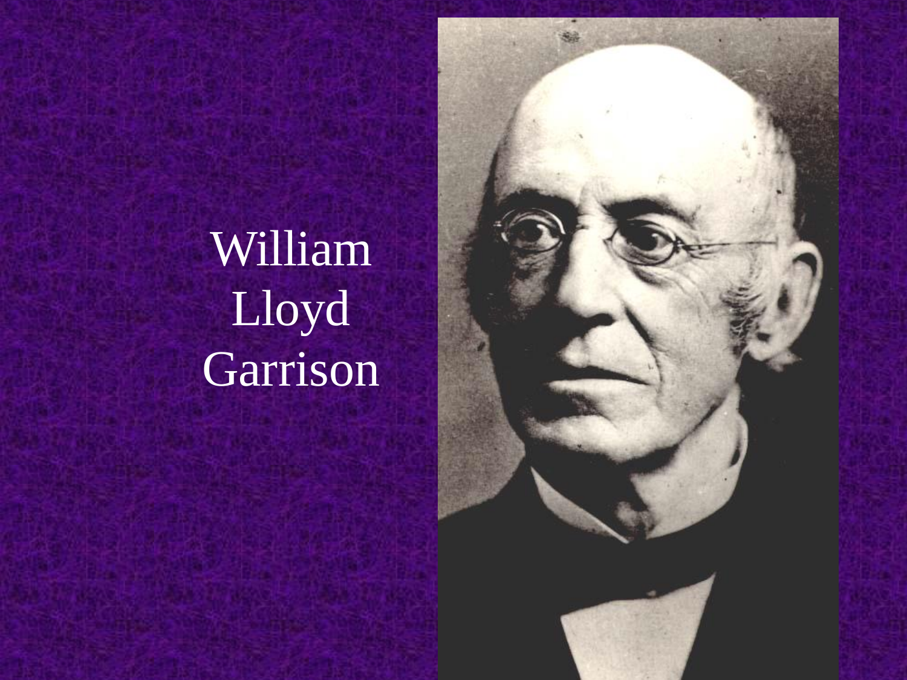William Lloyd Garrison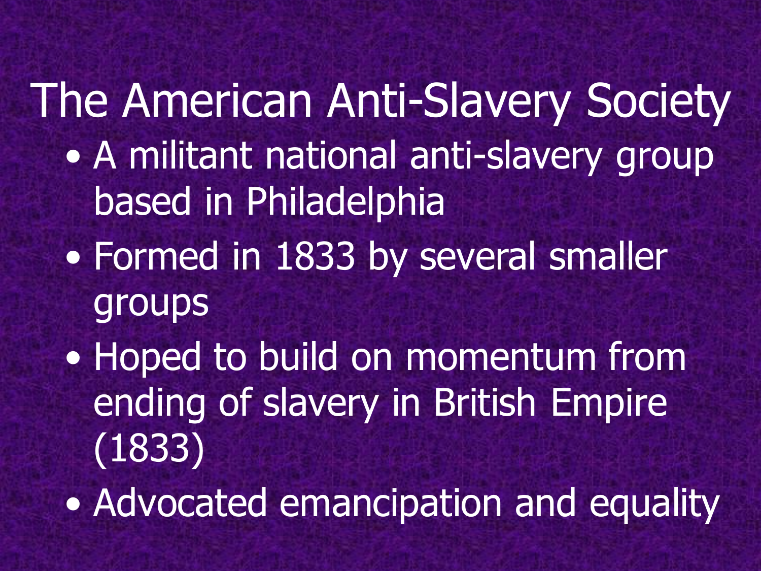# The American Anti-Slavery Society

- A militant national anti-slavery group based in Philadelphia
- Formed in 1833 by several smaller groups
- Hoped to build on momentum from ending of slavery in British Empire (1833)
- Advocated emancipation and equality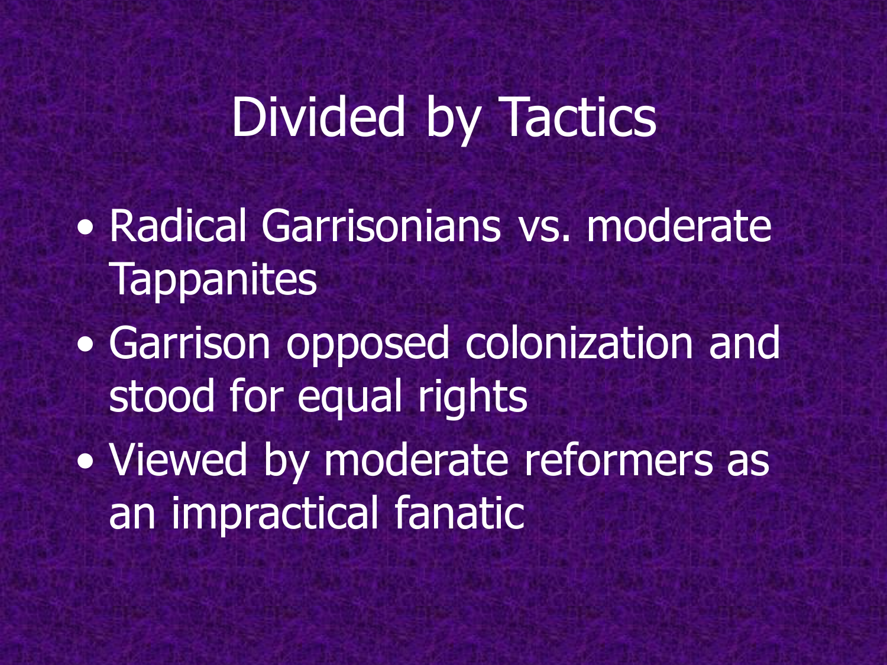# Divided by Tactics

- Radical Garrisonians vs. moderate Tappanites
- Garrison opposed colonization and stood for equal rights
- Viewed by moderate reformers as an impractical fanatic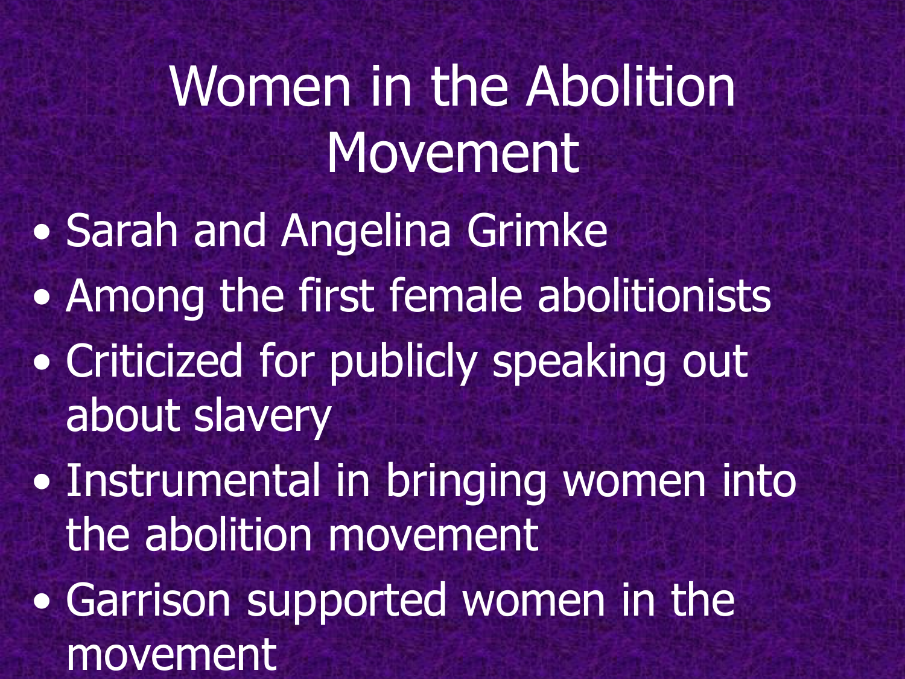# Women in the Abolition Movement

- Sarah and Angelina Grimke
- Among the first female abolitionists
- Criticized for publicly speaking out about slavery
- Instrumental in bringing women into the abolition movement
- Garrison supported women in the movement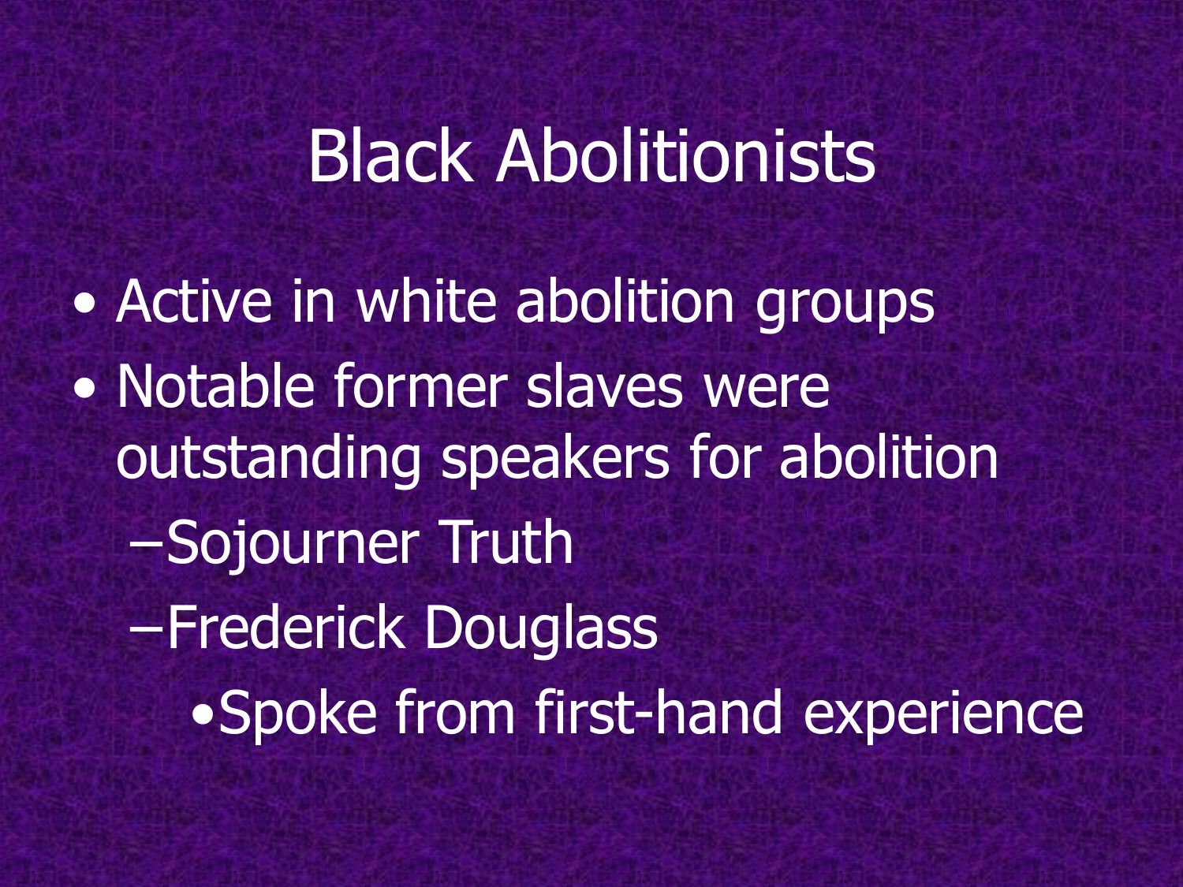# Black Abolitionists

- Active in white abolition groups
- Notable former slaves were outstanding speakers for abolition
  - Sojourner Truth
  - Frederick Douglass
    - Spoke from first-hand experience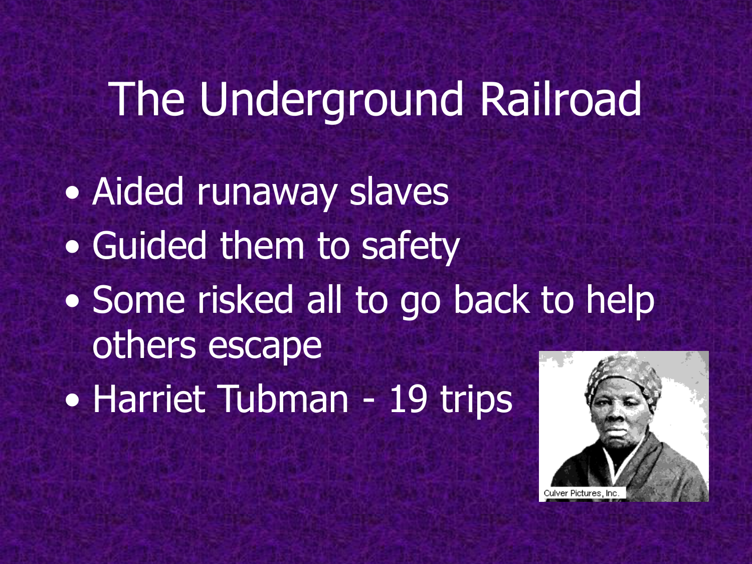# The Underground Railroad

- Aided runaway slaves
- Guided them to safety
- Some risked all to go back to help others escape
- Harriet Tubman - 19 trips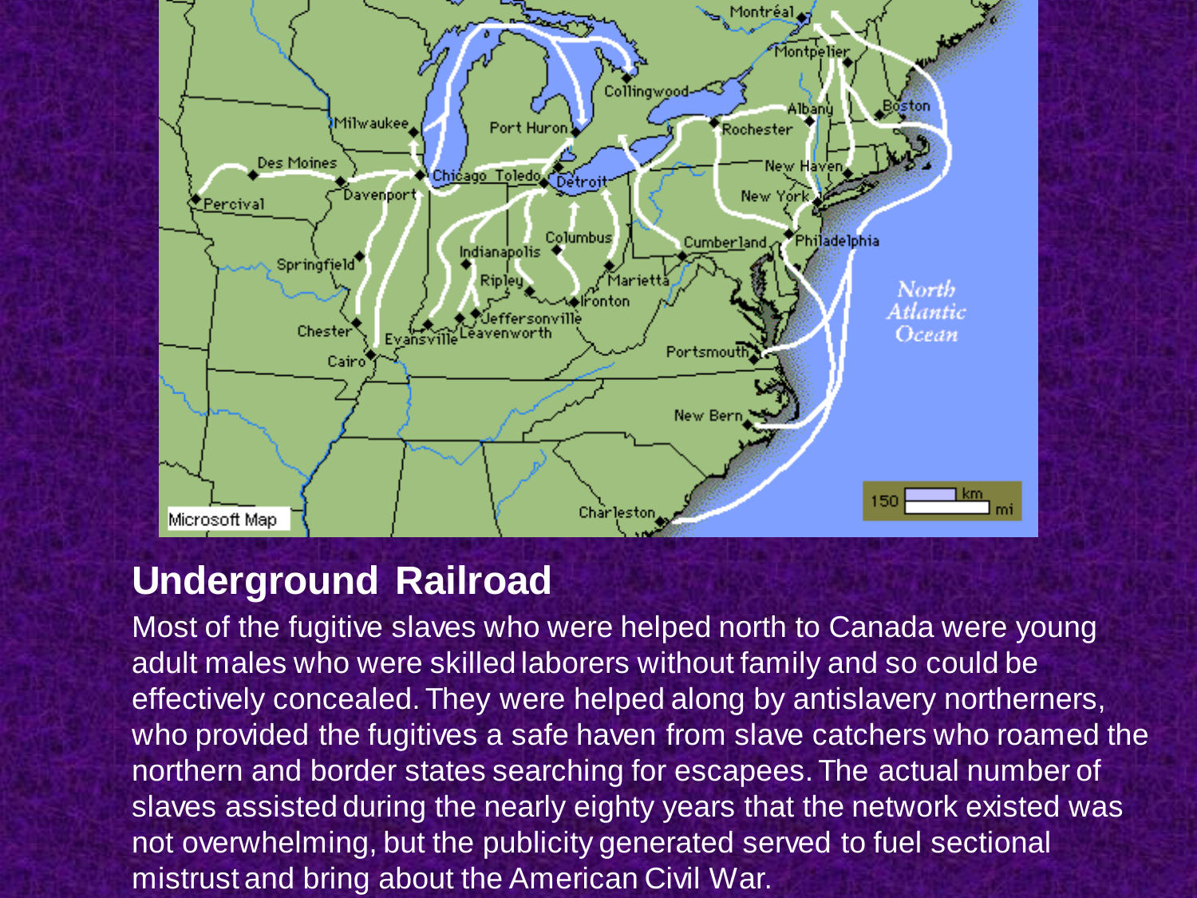Montréal
Montpelier
Collingwood
Albany
Boston
Milwaukee
Port Huron
Rochester
Des Moines
Chicago
Toledo
Detroit
New Haven
Percival
Davenport
New York
Columbus
Cumberland
Philadelphia
Springfield
Indianapolis
Ripley
Marietta
Ironton
Jeffersonville
Chester
Evansville
Leavenworth
Cairo
Portsmouth
North Atlantic Ocean
New Bern
150 km mi
Charleston
Microsoft Map

## Underground Railroad

Most of the fugitive slaves who were helped north to Canada were young adult males who were skilled laborers without family and so could be effectively concealed. They were helped along by antislavery northerners, who provided the fugitives a safe haven from slave catchers who roamed the northern and border states searching for escapees. The actual number of slaves assisted during the nearly eighty years that the network existed was not overwhelming, but the publicity generated served to fuel sectional mistrust and bring about the American Civil War.